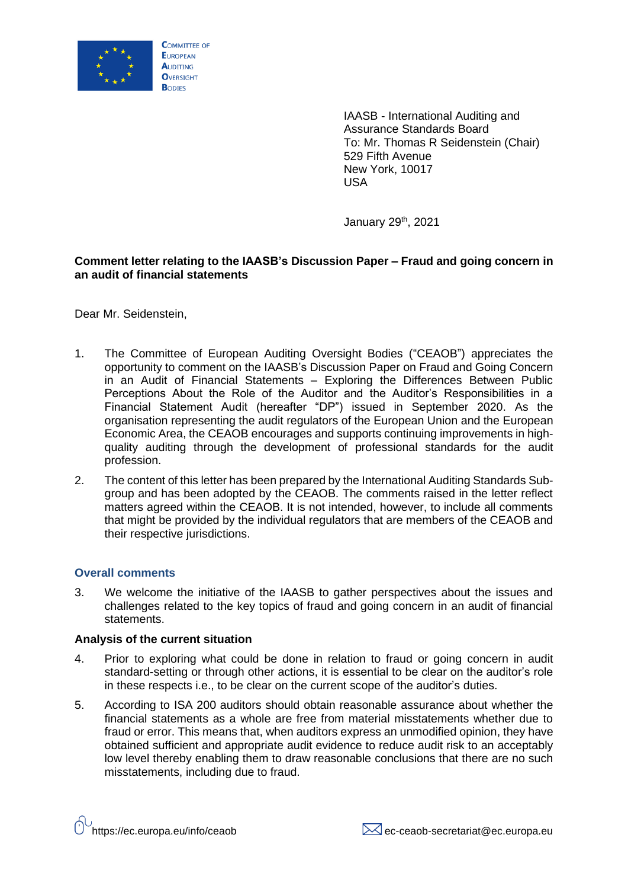COMMITTEE OF EUROPEAN AUDITING OVERSIGHT BODIES

IAASB - International Auditing and Assurance Standards Board
To: Mr. Thomas R Seidenstein (Chair)
529 Fifth Avenue
New York, 10017
USA

January 29th, 2021

**Comment letter relating to the IAASB's Discussion Paper – Fraud and going concern in an audit of financial statements**

Dear Mr. Seidenstein,

1. The Committee of European Auditing Oversight Bodies ("CEAOB") appreciates the opportunity to comment on the IAASB's Discussion Paper on Fraud and Going Concern in an Audit of Financial Statements – Exploring the Differences Between Public Perceptions About the Role of the Auditor and the Auditor's Responsibilities in a Financial Statement Audit (hereafter "DP") issued in September 2020. As the organisation representing the audit regulators of the European Union and the European Economic Area, the CEAOB encourages and supports continuing improvements in high-quality auditing through the development of professional standards for the audit profession.

2. The content of this letter has been prepared by the International Auditing Standards Sub-group and has been adopted by the CEAOB. The comments raised in the letter reflect matters agreed within the CEAOB. It is not intended, however, to include all comments that might be provided by the individual regulators that are members of the CEAOB and their respective jurisdictions.

## Overall comments

3. We welcome the initiative of the IAASB to gather perspectives about the issues and challenges related to the key topics of fraud and going concern in an audit of financial statements.

### Analysis of the current situation

4. Prior to exploring what could be done in relation to fraud or going concern in audit standard-setting or through other actions, it is essential to be clear on the auditor's role in these respects i.e., to be clear on the current scope of the auditor's duties.

5. According to ISA 200 auditors should obtain reasonable assurance about whether the financial statements as a whole are free from material misstatements whether due to fraud or error. This means that, when auditors express an unmodified opinion, they have obtained sufficient and appropriate audit evidence to reduce audit risk to an acceptably low level thereby enabling them to draw reasonable conclusions that there are no such misstatements, including due to fraud.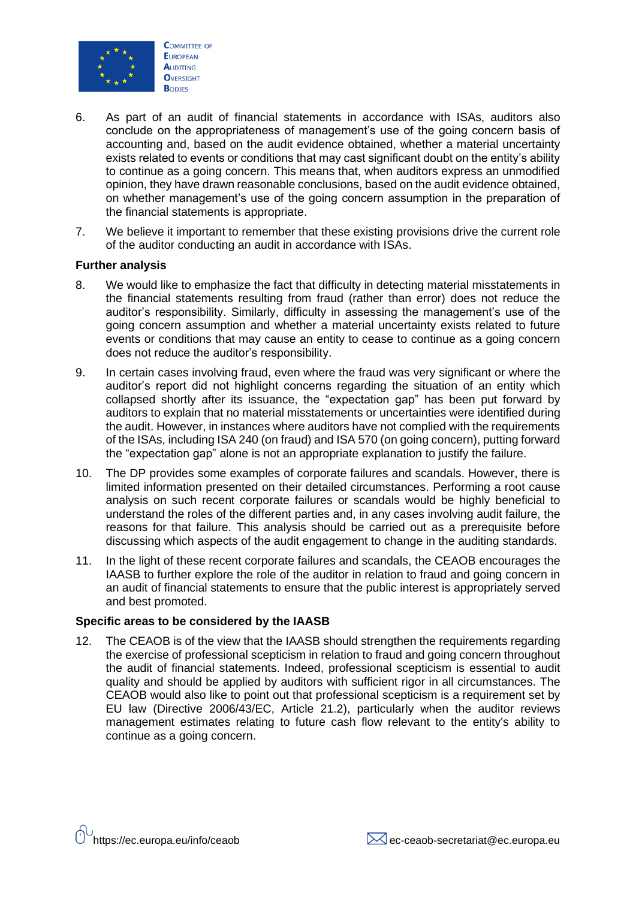6. As part of an audit of financial statements in accordance with ISAs, auditors also conclude on the appropriateness of management's use of the going concern basis of accounting and, based on the audit evidence obtained, whether a material uncertainty exists related to events or conditions that may cast significant doubt on the entity's ability to continue as a going concern. This means that, when auditors express an unmodified opinion, they have drawn reasonable conclusions, based on the audit evidence obtained, on whether management's use of the going concern assumption in the preparation of the financial statements is appropriate.

7. We believe it important to remember that these existing provisions drive the current role of the auditor conducting an audit in accordance with ISAs.

**Further analysis**

8. We would like to emphasize the fact that difficulty in detecting material misstatements in the financial statements resulting from fraud (rather than error) does not reduce the auditor's responsibility. Similarly, difficulty in assessing the management's use of the going concern assumption and whether a material uncertainty exists related to future events or conditions that may cause an entity to cease to continue as a going concern does not reduce the auditor's responsibility.

9. In certain cases involving fraud, even where the fraud was very significant or where the auditor's report did not highlight concerns regarding the situation of an entity which collapsed shortly after its issuance, the "expectation gap" has been put forward by auditors to explain that no material misstatements or uncertainties were identified during the audit. However, in instances where auditors have not complied with the requirements of the ISAs, including ISA 240 (on fraud) and ISA 570 (on going concern), putting forward the "expectation gap" alone is not an appropriate explanation to justify the failure.

10. The DP provides some examples of corporate failures and scandals. However, there is limited information presented on their detailed circumstances. Performing a root cause analysis on such recent corporate failures or scandals would be highly beneficial to understand the roles of the different parties and, in any cases involving audit failure, the reasons for that failure. This analysis should be carried out as a prerequisite before discussing which aspects of the audit engagement to change in the auditing standards.

11. In the light of these recent corporate failures and scandals, the CEAOB encourages the IAASB to further explore the role of the auditor in relation to fraud and going concern in an audit of financial statements to ensure that the public interest is appropriately served and best promoted.

**Specific areas to be considered by the IAASB**

12. The CEAOB is of the view that the IAASB should strengthen the requirements regarding the exercise of professional scepticism in relation to fraud and going concern throughout the audit of financial statements. Indeed, professional scepticism is essential to audit quality and should be applied by auditors with sufficient rigor in all circumstances. The CEAOB would also like to point out that professional scepticism is a requirement set by EU law (Directive 2006/43/EC, Article 21.2), particularly when the auditor reviews management estimates relating to future cash flow relevant to the entity's ability to continue as a going concern.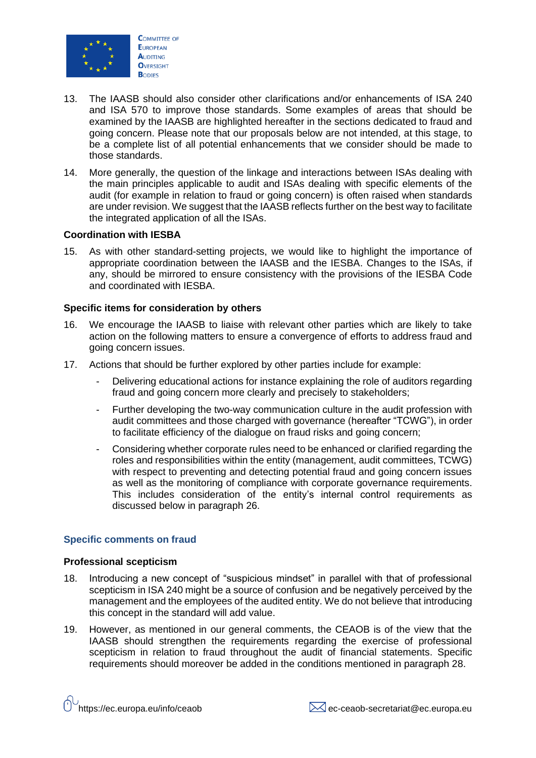13. The IAASB should also consider other clarifications and/or enhancements of ISA 240 and ISA 570 to improve those standards. Some examples of areas that should be examined by the IAASB are highlighted hereafter in the sections dedicated to fraud and going concern. Please note that our proposals below are not intended, at this stage, to be a complete list of all potential enhancements that we consider should be made to those standards.

14. More generally, the question of the linkage and interactions between ISAs dealing with the main principles applicable to audit and ISAs dealing with specific elements of the audit (for example in relation to fraud or going concern) is often raised when standards are under revision. We suggest that the IAASB reflects further on the best way to facilitate the integrated application of all the ISAs.

**Coordination with IESBA**

15. As with other standard-setting projects, we would like to highlight the importance of appropriate coordination between the IAASB and the IESBA. Changes to the ISAs, if any, should be mirrored to ensure consistency with the provisions of the IESBA Code and coordinated with IESBA.

**Specific items for consideration by others**

16. We encourage the IAASB to liaise with relevant other parties which are likely to take action on the following matters to ensure a convergence of efforts to address fraud and going concern issues.

17. Actions that should be further explored by other parties include for example:

    - Delivering educational actions for instance explaining the role of auditors regarding fraud and going concern more clearly and precisely to stakeholders;
    - Further developing the two-way communication culture in the audit profession with audit committees and those charged with governance (hereafter "TCWG"), in order to facilitate efficiency of the dialogue on fraud risks and going concern;
    - Considering whether corporate rules need to be enhanced or clarified regarding the roles and responsibilities within the entity (management, audit committees, TCWG) with respect to preventing and detecting potential fraud and going concern issues as well as the monitoring of compliance with corporate governance requirements. This includes consideration of the entity's internal control requirements as discussed below in paragraph 26.

## Specific comments on fraud

**Professional scepticism**

18. Introducing a new concept of "suspicious mindset" in parallel with that of professional scepticism in ISA 240 might be a source of confusion and be negatively perceived by the management and the employees of the audited entity. We do not believe that introducing this concept in the standard will add value.

19. However, as mentioned in our general comments, the CEAOB is of the view that the IAASB should strengthen the requirements regarding the exercise of professional scepticism in relation to fraud throughout the audit of financial statements. Specific requirements should moreover be added in the conditions mentioned in paragraph 28.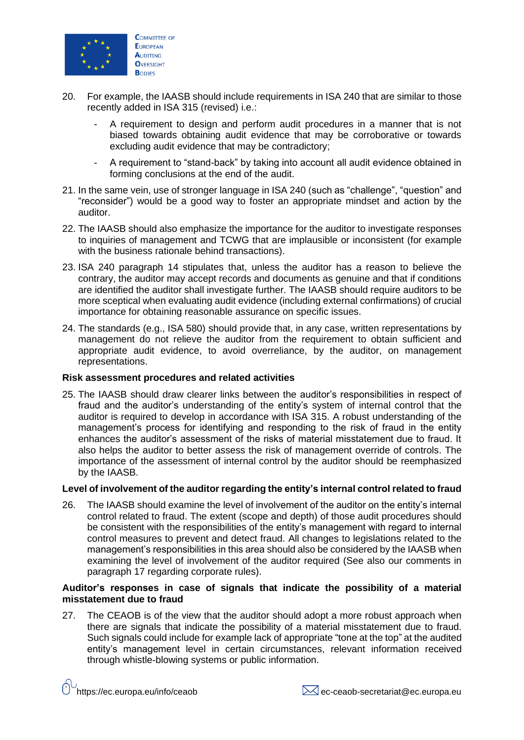20. For example, the IAASB should include requirements in ISA 240 that are similar to those recently added in ISA 315 (revised) i.e.:

    - A requirement to design and perform audit procedures in a manner that is not biased towards obtaining audit evidence that may be corroborative or towards excluding audit evidence that may be contradictory;
    - A requirement to "stand-back" by taking into account all audit evidence obtained in forming conclusions at the end of the audit.

21. In the same vein, use of stronger language in ISA 240 (such as "challenge", "question" and "reconsider") would be a good way to foster an appropriate mindset and action by the auditor.

22. The IAASB should also emphasize the importance for the auditor to investigate responses to inquiries of management and TCWG that are implausible or inconsistent (for example with the business rationale behind transactions).

23. ISA 240 paragraph 14 stipulates that, unless the auditor has a reason to believe the contrary, the auditor may accept records and documents as genuine and that if conditions are identified the auditor shall investigate further. The IAASB should require auditors to be more sceptical when evaluating audit evidence (including external confirmations) of crucial importance for obtaining reasonable assurance on specific issues.

24. The standards (e.g., ISA 580) should provide that, in any case, written representations by management do not relieve the auditor from the requirement to obtain sufficient and appropriate audit evidence, to avoid overreliance, by the auditor, on management representations.

**Risk assessment procedures and related activities**

25. The IAASB should draw clearer links between the auditor's responsibilities in respect of fraud and the auditor's understanding of the entity's system of internal control that the auditor is required to develop in accordance with ISA 315. A robust understanding of the management's process for identifying and responding to the risk of fraud in the entity enhances the auditor's assessment of the risks of material misstatement due to fraud. It also helps the auditor to better assess the risk of management override of controls. The importance of the assessment of internal control by the auditor should be reemphasized by the IAASB.

**Level of involvement of the auditor regarding the entity's internal control related to fraud**

26. The IAASB should examine the level of involvement of the auditor on the entity's internal control related to fraud. The extent (scope and depth) of those audit procedures should be consistent with the responsibilities of the entity's management with regard to internal control measures to prevent and detect fraud. All changes to legislations related to the management's responsibilities in this area should also be considered by the IAASB when examining the level of involvement of the auditor required (See also our comments in paragraph 17 regarding corporate rules).

**Auditor's responses in case of signals that indicate the possibility of a material misstatement due to fraud**

27. The CEAOB is of the view that the auditor should adopt a more robust approach when there are signals that indicate the possibility of a material misstatement due to fraud. Such signals could include for example lack of appropriate "tone at the top" at the audited entity's management level in certain circumstances, relevant information received through whistle-blowing systems or public information.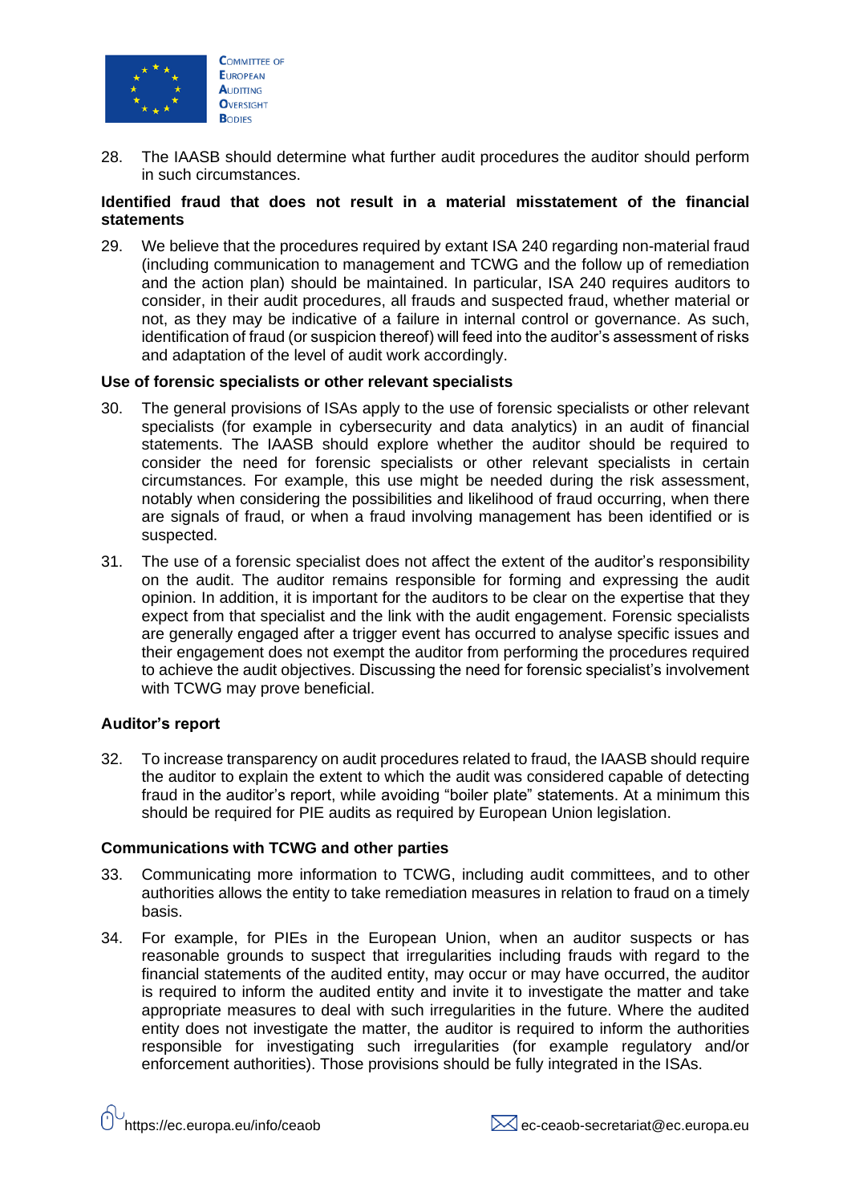28. The IAASB should determine what further audit procedures the auditor should perform in such circumstances.

**Identified fraud that does not result in a material misstatement of the financial statements**

29. We believe that the procedures required by extant ISA 240 regarding non-material fraud (including communication to management and TCWG and the follow up of remediation and the action plan) should be maintained. In particular, ISA 240 requires auditors to consider, in their audit procedures, all frauds and suspected fraud, whether material or not, as they may be indicative of a failure in internal control or governance. As such, identification of fraud (or suspicion thereof) will feed into the auditor's assessment of risks and adaptation of the level of audit work accordingly.

**Use of forensic specialists or other relevant specialists**

30. The general provisions of ISAs apply to the use of forensic specialists or other relevant specialists (for example in cybersecurity and data analytics) in an audit of financial statements. The IAASB should explore whether the auditor should be required to consider the need for forensic specialists or other relevant specialists in certain circumstances. For example, this use might be needed during the risk assessment, notably when considering the possibilities and likelihood of fraud occurring, when there are signals of fraud, or when a fraud involving management has been identified or is suspected.

31. The use of a forensic specialist does not affect the extent of the auditor's responsibility on the audit. The auditor remains responsible for forming and expressing the audit opinion. In addition, it is important for the auditors to be clear on the expertise that they expect from that specialist and the link with the audit engagement. Forensic specialists are generally engaged after a trigger event has occurred to analyse specific issues and their engagement does not exempt the auditor from performing the procedures required to achieve the audit objectives. Discussing the need for forensic specialist's involvement with TCWG may prove beneficial.

**Auditor's report**

32. To increase transparency on audit procedures related to fraud, the IAASB should require the auditor to explain the extent to which the audit was considered capable of detecting fraud in the auditor's report, while avoiding "boiler plate" statements. At a minimum this should be required for PIE audits as required by European Union legislation.

**Communications with TCWG and other parties**

33. Communicating more information to TCWG, including audit committees, and to other authorities allows the entity to take remediation measures in relation to fraud on a timely basis.

34. For example, for PIEs in the European Union, when an auditor suspects or has reasonable grounds to suspect that irregularities including frauds with regard to the financial statements of the audited entity, may occur or may have occurred, the auditor is required to inform the audited entity and invite it to investigate the matter and take appropriate measures to deal with such irregularities in the future. Where the audited entity does not investigate the matter, the auditor is required to inform the authorities responsible for investigating such irregularities (for example regulatory and/or enforcement authorities). Those provisions should be fully integrated in the ISAs.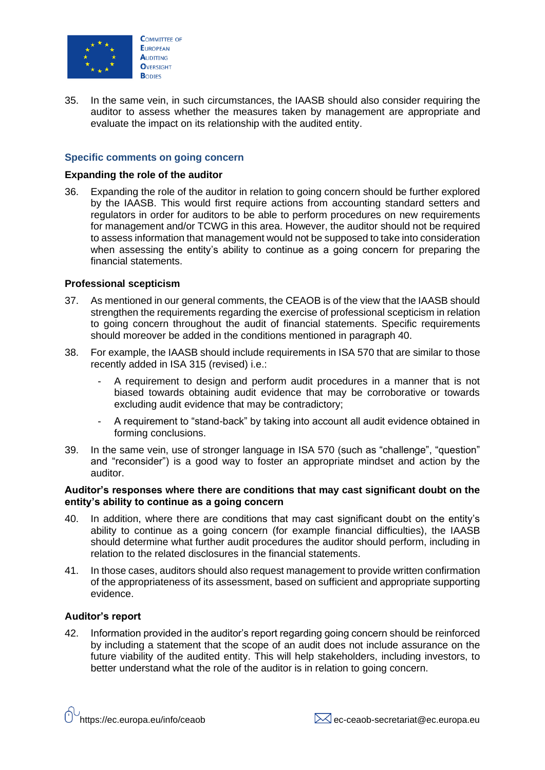35. In the same vein, in such circumstances, the IAASB should also consider requiring the auditor to assess whether the measures taken by management are appropriate and evaluate the impact on its relationship with the audited entity.

## Specific comments on going concern

### Expanding the role of the auditor

36. Expanding the role of the auditor in relation to going concern should be further explored by the IAASB. This would first require actions from accounting standard setters and regulators in order for auditors to be able to perform procedures on new requirements for management and/or TCWG in this area. However, the auditor should not be required to assess information that management would not be supposed to take into consideration when assessing the entity's ability to continue as a going concern for preparing the financial statements.

### Professional scepticism

37. As mentioned in our general comments, the CEAOB is of the view that the IAASB should strengthen the requirements regarding the exercise of professional scepticism in relation to going concern throughout the audit of financial statements. Specific requirements should moreover be added in the conditions mentioned in paragraph 40.

38. For example, the IAASB should include requirements in ISA 570 that are similar to those recently added in ISA 315 (revised) i.e.:

    - A requirement to design and perform audit procedures in a manner that is not biased towards obtaining audit evidence that may be corroborative or towards excluding audit evidence that may be contradictory;
    - A requirement to "stand-back" by taking into account all audit evidence obtained in forming conclusions.

39. In the same vein, use of stronger language in ISA 570 (such as "challenge", "question" and "reconsider") is a good way to foster an appropriate mindset and action by the auditor.

### Auditor's responses where there are conditions that may cast significant doubt on the entity's ability to continue as a going concern

40. In addition, where there are conditions that may cast significant doubt on the entity's ability to continue as a going concern (for example financial difficulties), the IAASB should determine what further audit procedures the auditor should perform, including in relation to the related disclosures in the financial statements.

41. In those cases, auditors should also request management to provide written confirmation of the appropriateness of its assessment, based on sufficient and appropriate supporting evidence.

### Auditor's report

42. Information provided in the auditor's report regarding going concern should be reinforced by including a statement that the scope of an audit does not include assurance on the future viability of the audited entity. This will help stakeholders, including investors, to better understand what the role of the auditor is in relation to going concern.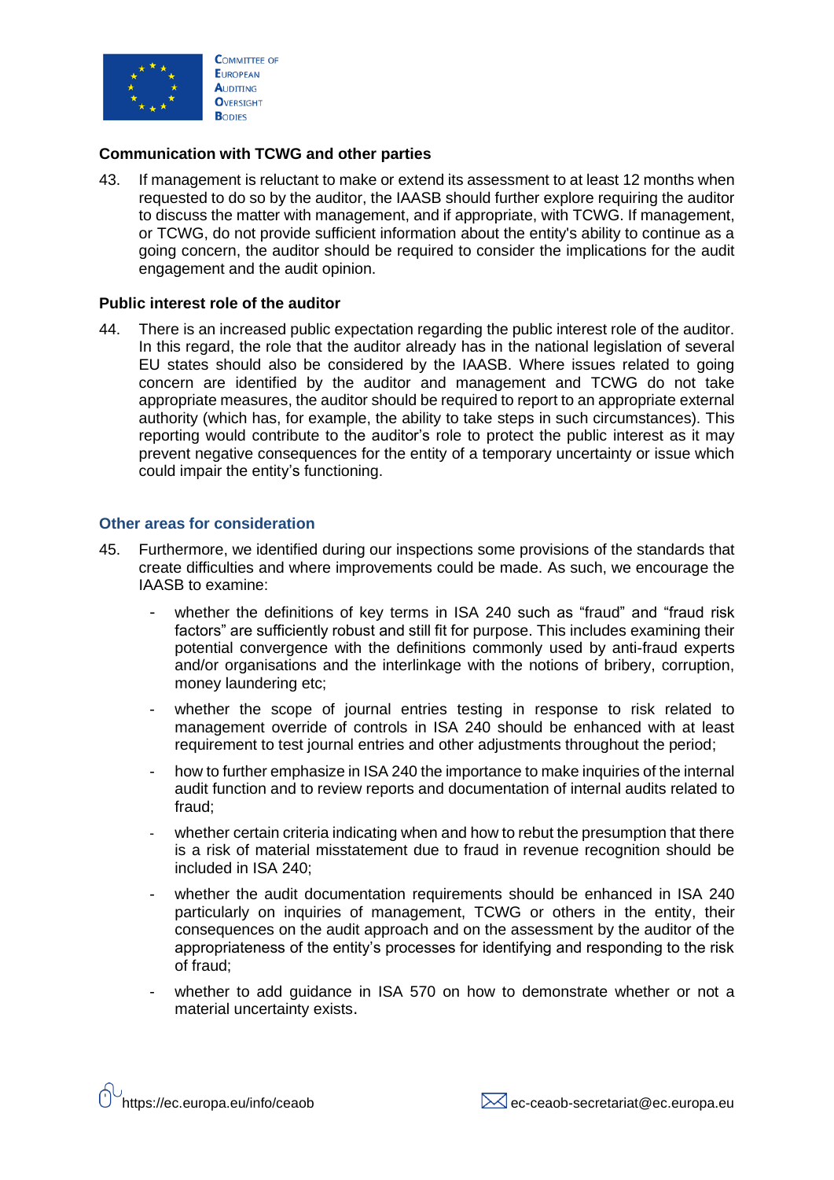### Communication with TCWG and other parties

43. If management is reluctant to make or extend its assessment to at least 12 months when requested to do so by the auditor, the IAASB should further explore requiring the auditor to discuss the matter with management, and if appropriate, with TCWG. If management, or TCWG, do not provide sufficient information about the entity's ability to continue as a going concern, the auditor should be required to consider the implications for the audit engagement and the audit opinion.

### Public interest role of the auditor

44. There is an increased public expectation regarding the public interest role of the auditor. In this regard, the role that the auditor already has in the national legislation of several EU states should also be considered by the IAASB. Where issues related to going concern are identified by the auditor and management and TCWG do not take appropriate measures, the auditor should be required to report to an appropriate external authority (which has, for example, the ability to take steps in such circumstances). This reporting would contribute to the auditor's role to protect the public interest as it may prevent negative consequences for the entity of a temporary uncertainty or issue which could impair the entity's functioning.

## Other areas for consideration

45. Furthermore, we identified during our inspections some provisions of the standards that create difficulties and where improvements could be made. As such, we encourage the IAASB to examine:

    - whether the definitions of key terms in ISA 240 such as "fraud" and "fraud risk factors" are sufficiently robust and still fit for purpose. This includes examining their potential convergence with the definitions commonly used by anti-fraud experts and/or organisations and the interlinkage with the notions of bribery, corruption, money laundering etc;
    - whether the scope of journal entries testing in response to risk related to management override of controls in ISA 240 should be enhanced with at least requirement to test journal entries and other adjustments throughout the period;
    - how to further emphasize in ISA 240 the importance to make inquiries of the internal audit function and to review reports and documentation of internal audits related to fraud;
    - whether certain criteria indicating when and how to rebut the presumption that there is a risk of material misstatement due to fraud in revenue recognition should be included in ISA 240;
    - whether the audit documentation requirements should be enhanced in ISA 240 particularly on inquiries of management, TCWG or others in the entity, their consequences on the audit approach and on the assessment by the auditor of the appropriateness of the entity's processes for identifying and responding to the risk of fraud;
    - whether to add guidance in ISA 570 on how to demonstrate whether or not a material uncertainty exists.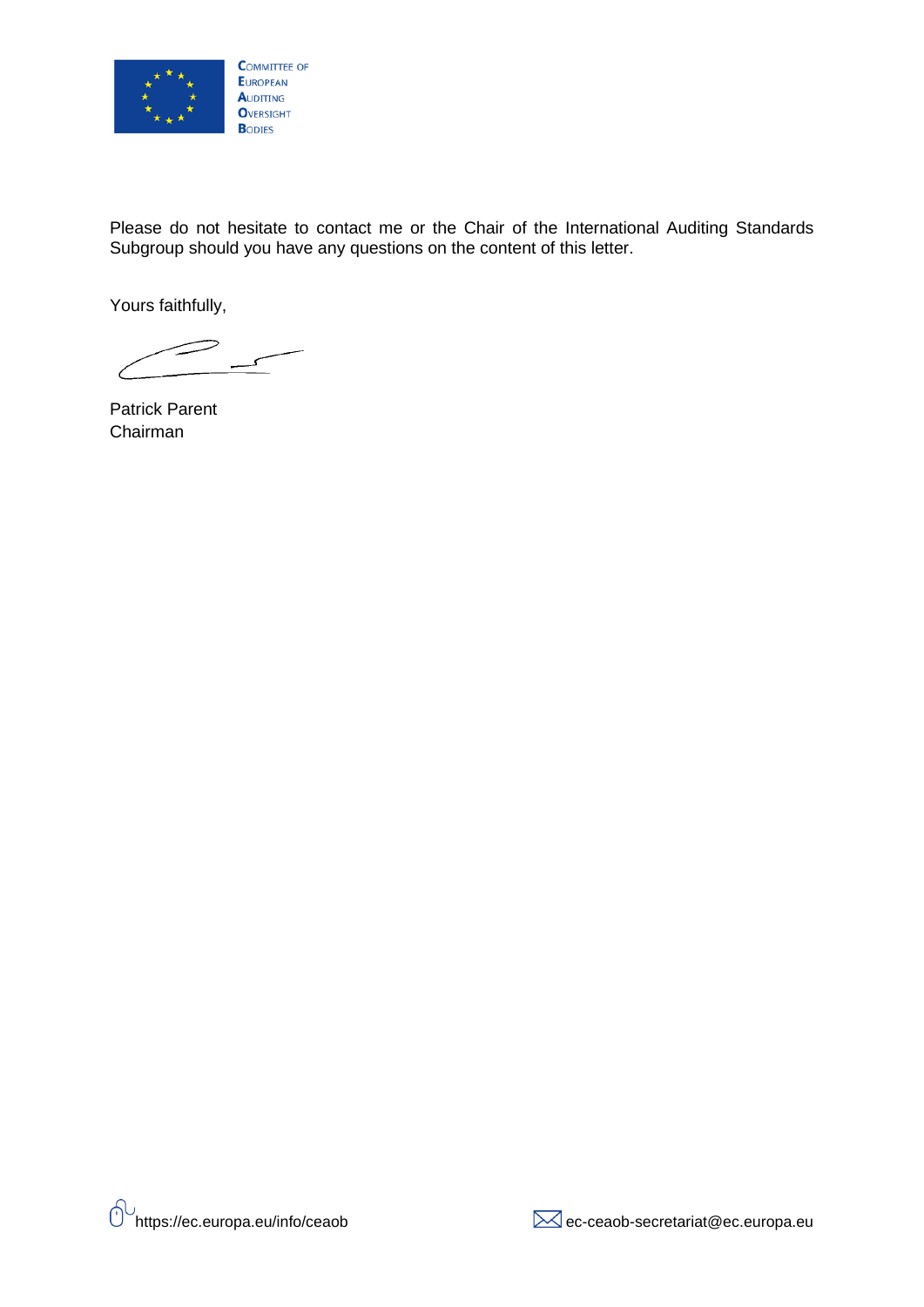Please do not hesitate to contact me or the Chair of the International Auditing Standards Subgroup should you have any questions on the content of this letter.

Yours faithfully,

Patrick Parent
Chairman

https://ec.europa.eu/info/ceaob

ec-ceaob-secretariat@ec.europa.eu